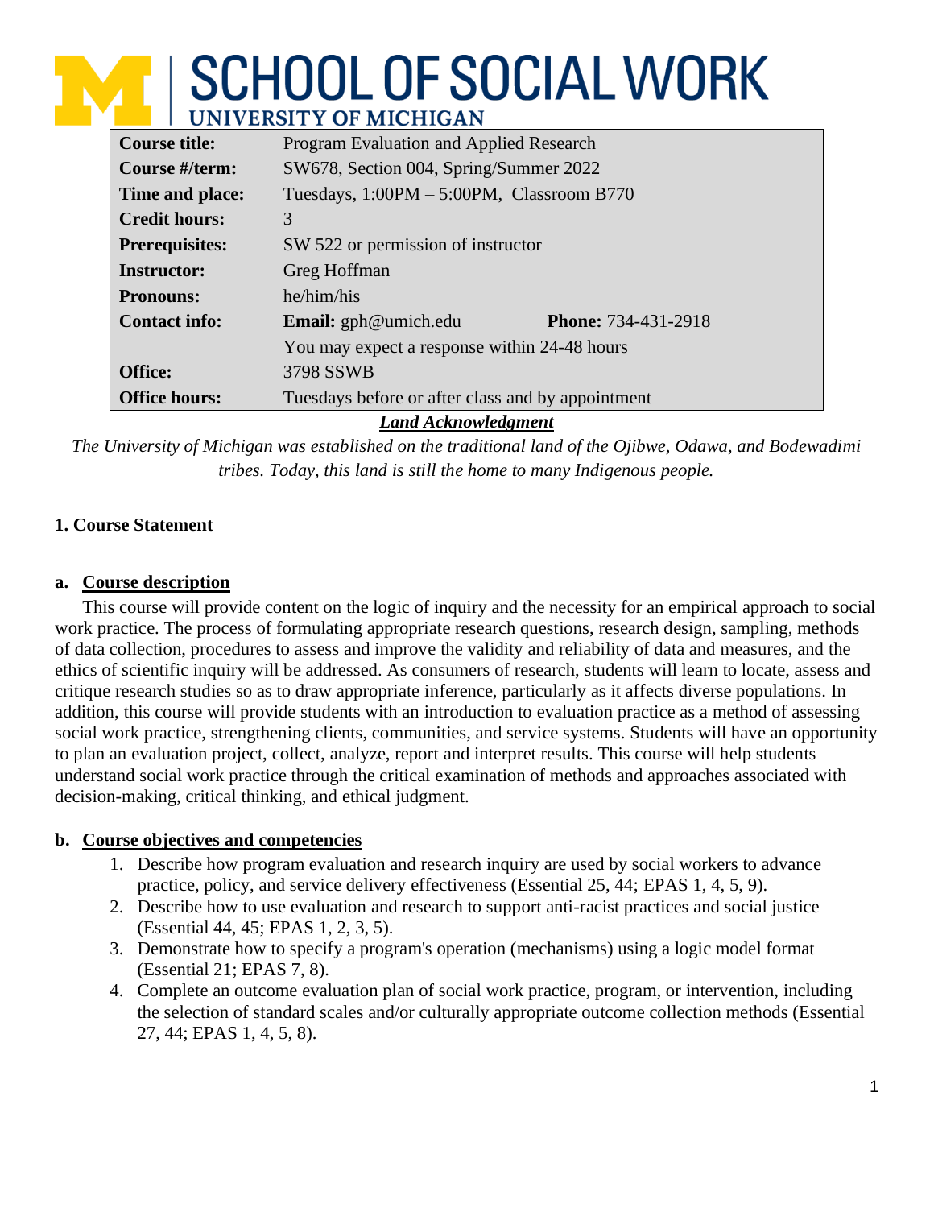# SCHOOL OF SOCIAL WORK
## UNIVERSITY OF MICHIGAN

| | | |
|---|---|---|
| **Course title:** | Program Evaluation and Applied Research | |
| **Course #/term:** | SW678, Section 004, Spring/Summer 2022 | |
| **Time and place:** | Tuesdays, 1:00PM – 5:00PM, Classroom B770 | |
| **Credit hours:** | 3 | |
| **Prerequisites:** | SW 522 or permission of instructor | |
| **Instructor:** | Greg Hoffman | |
| **Pronouns:** | he/him/his | |
| **Contact info:** | **Email:** gph@umich.edu | **Phone:** 734-431-2918 |
| | You may expect a response within 24-48 hours | |
| **Office:** | 3798 SSWB | |
| **Office hours:** | Tuesdays before or after class and by appointment | |

***Land Acknowledgment***

*The University of Michigan was established on the traditional land of the Ojibwe, Odawa, and Bodewadimi tribes. Today, this land is still the home to many Indigenous people.*

### 1. Course Statement

#### a. Course description

This course will provide content on the logic of inquiry and the necessity for an empirical approach to social work practice. The process of formulating appropriate research questions, research design, sampling, methods of data collection, procedures to assess and improve the validity and reliability of data and measures, and the ethics of scientific inquiry will be addressed. As consumers of research, students will learn to locate, assess and critique research studies so as to draw appropriate inference, particularly as it affects diverse populations. In addition, this course will provide students with an introduction to evaluation practice as a method of assessing social work practice, strengthening clients, communities, and service systems. Students will have an opportunity to plan an evaluation project, collect, analyze, report and interpret results. This course will help students understand social work practice through the critical examination of methods and approaches associated with decision-making, critical thinking, and ethical judgment.

#### b. Course objectives and competencies

1. Describe how program evaluation and research inquiry are used by social workers to advance practice, policy, and service delivery effectiveness (Essential 25, 44; EPAS 1, 4, 5, 9).
2. Describe how to use evaluation and research to support anti-racist practices and social justice (Essential 44, 45; EPAS 1, 2, 3, 5).
3. Demonstrate how to specify a program's operation (mechanisms) using a logic model format (Essential 21; EPAS 7, 8).
4. Complete an outcome evaluation plan of social work practice, program, or intervention, including the selection of standard scales and/or culturally appropriate outcome collection methods (Essential 27, 44; EPAS 1, 4, 5, 8).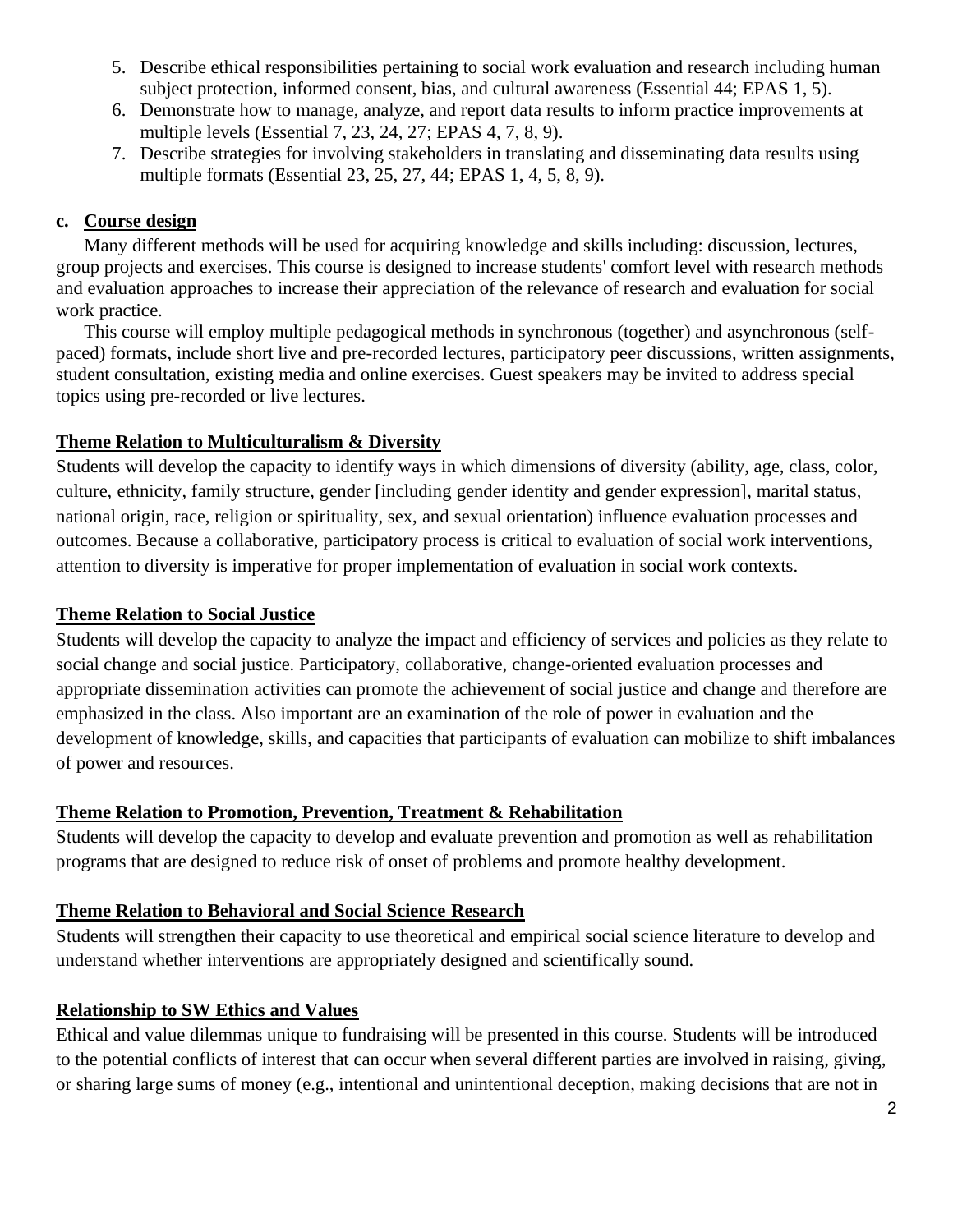5. Describe ethical responsibilities pertaining to social work evaluation and research including human subject protection, informed consent, bias, and cultural awareness (Essential 44; EPAS 1, 5).
6. Demonstrate how to manage, analyze, and report data results to inform practice improvements at multiple levels (Essential 7, 23, 24, 27; EPAS 4, 7, 8, 9).
7. Describe strategies for involving stakeholders in translating and disseminating data results using multiple formats (Essential 23, 25, 27, 44; EPAS 1, 4, 5, 8, 9).

**c. Course design**

Many different methods will be used for acquiring knowledge and skills including: discussion, lectures, group projects and exercises. This course is designed to increase students' comfort level with research methods and evaluation approaches to increase their appreciation of the relevance of research and evaluation for social work practice.

This course will employ multiple pedagogical methods in synchronous (together) and asynchronous (self-paced) formats, include short live and pre-recorded lectures, participatory peer discussions, written assignments, student consultation, existing media and online exercises. Guest speakers may be invited to address special topics using pre-recorded or live lectures.

**Theme Relation to Multiculturalism & Diversity**

Students will develop the capacity to identify ways in which dimensions of diversity (ability, age, class, color, culture, ethnicity, family structure, gender [including gender identity and gender expression], marital status, national origin, race, religion or spirituality, sex, and sexual orientation) influence evaluation processes and outcomes. Because a collaborative, participatory process is critical to evaluation of social work interventions, attention to diversity is imperative for proper implementation of evaluation in social work contexts.

**Theme Relation to Social Justice**

Students will develop the capacity to analyze the impact and efficiency of services and policies as they relate to social change and social justice. Participatory, collaborative, change-oriented evaluation processes and appropriate dissemination activities can promote the achievement of social justice and change and therefore are emphasized in the class. Also important are an examination of the role of power in evaluation and the development of knowledge, skills, and capacities that participants of evaluation can mobilize to shift imbalances of power and resources.

**Theme Relation to Promotion, Prevention, Treatment & Rehabilitation**

Students will develop the capacity to develop and evaluate prevention and promotion as well as rehabilitation programs that are designed to reduce risk of onset of problems and promote healthy development.

**Theme Relation to Behavioral and Social Science Research**

Students will strengthen their capacity to use theoretical and empirical social science literature to develop and understand whether interventions are appropriately designed and scientifically sound.

**Relationship to SW Ethics and Values**

Ethical and value dilemmas unique to fundraising will be presented in this course. Students will be introduced to the potential conflicts of interest that can occur when several different parties are involved in raising, giving, or sharing large sums of money (e.g., intentional and unintentional deception, making decisions that are not in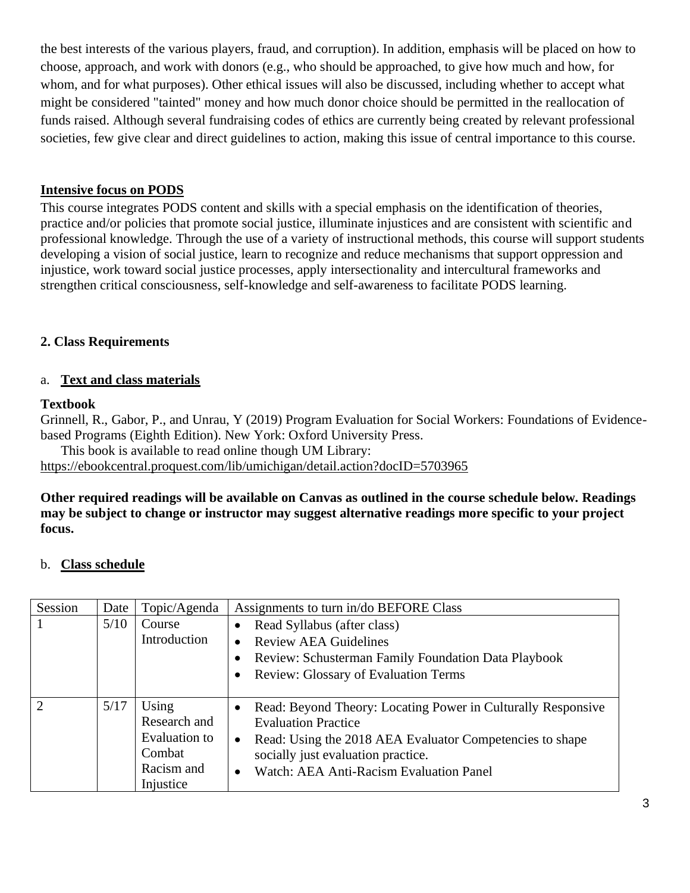the best interests of the various players, fraud, and corruption). In addition, emphasis will be placed on how to choose, approach, and work with donors (e.g., who should be approached, to give how much and how, for whom, and for what purposes). Other ethical issues will also be discussed, including whether to accept what might be considered "tainted" money and how much donor choice should be permitted in the reallocation of funds raised. Although several fundraising codes of ethics are currently being created by relevant professional societies, few give clear and direct guidelines to action, making this issue of central importance to this course.

**Intensive focus on PODS**

This course integrates PODS content and skills with a special emphasis on the identification of theories, practice and/or policies that promote social justice, illuminate injustices and are consistent with scientific and professional knowledge. Through the use of a variety of instructional methods, this course will support students developing a vision of social justice, learn to recognize and reduce mechanisms that support oppression and injustice, work toward social justice processes, apply intersectionality and intercultural frameworks and strengthen critical consciousness, self-knowledge and self-awareness to facilitate PODS learning.

## 2. Class Requirements

### a. Text and class materials

**Textbook**

Grinnell, R., Gabor, P., and Unrau, Y (2019) Program Evaluation for Social Workers: Foundations of Evidence-based Programs (Eighth Edition). New York: Oxford University Press.

This book is available to read online though UM Library: https://ebookcentral.proquest.com/lib/umichigan/detail.action?docID=5703965

**Other required readings will be available on Canvas as outlined in the course schedule below. Readings may be subject to change or instructor may suggest alternative readings more specific to your project focus.**

### b. Class schedule

| Session | Date | Topic/Agenda | Assignments to turn in/do BEFORE Class |
|---|---|---|---|
| 1 | 5/10 | Course Introduction | • Read Syllabus (after class)<br>• Review AEA Guidelines<br>• Review: Schusterman Family Foundation Data Playbook<br>• Review: Glossary of Evaluation Terms |
| 2 | 5/17 | Using Research and Evaluation to Combat Racism and Injustice | • Read: Beyond Theory: Locating Power in Culturally Responsive Evaluation Practice<br>• Read: Using the 2018 AEA Evaluator Competencies to shape socially just evaluation practice.<br>• Watch: AEA Anti-Racism Evaluation Panel |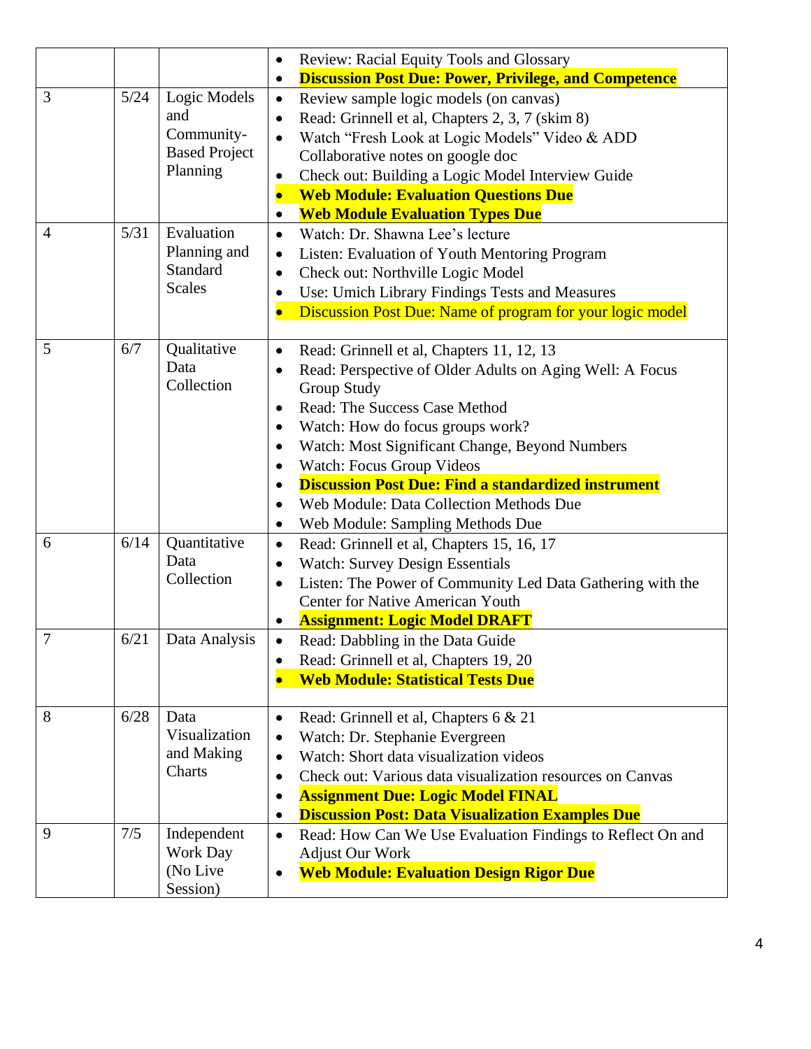| | | | |
|---|---|---|---|
| | | | • Review: Racial Equity Tools and Glossary<br>• **Discussion Post Due: Power, Privilege, and Competence** |
| 3 | 5/24 | Logic Models and Community-Based Project Planning | • Review sample logic models (on canvas)<br>• Read: Grinnell et al, Chapters 2, 3, 7 (skim 8)<br>• Watch "Fresh Look at Logic Models" Video & ADD Collaborative notes on google doc<br>• Check out: Building a Logic Model Interview Guide<br>• **Web Module: Evaluation Questions Due**<br>• **Web Module Evaluation Types Due** |
| 4 | 5/31 | Evaluation Planning and Standard Scales | • Watch: Dr. Shawna Lee's lecture<br>• Listen: Evaluation of Youth Mentoring Program<br>• Check out: Northville Logic Model<br>• Use: Umich Library Findings Tests and Measures<br>• Discussion Post Due: Name of program for your logic model |
| 5 | 6/7 | Qualitative Data Collection | • Read: Grinnell et al, Chapters 11, 12, 13<br>• Read: Perspective of Older Adults on Aging Well: A Focus Group Study<br>• Read: The Success Case Method<br>• Watch: How do focus groups work?<br>• Watch: Most Significant Change, Beyond Numbers<br>• Watch: Focus Group Videos<br>• **Discussion Post Due: Find a standardized instrument**<br>• Web Module: Data Collection Methods Due<br>• Web Module: Sampling Methods Due |
| 6 | 6/14 | Quantitative Data Collection | • Read: Grinnell et al, Chapters 15, 16, 17<br>• Watch: Survey Design Essentials<br>• Listen: The Power of Community Led Data Gathering with the Center for Native American Youth<br>• **Assignment: Logic Model DRAFT** |
| 7 | 6/21 | Data Analysis | • Read: Dabbling in the Data Guide<br>• Read: Grinnell et al, Chapters 19, 20<br>• **Web Module: Statistical Tests Due** |
| 8 | 6/28 | Data Visualization and Making Charts | • Read: Grinnell et al, Chapters 6 & 21<br>• Watch: Dr. Stephanie Evergreen<br>• Watch: Short data visualization videos<br>• Check out: Various data visualization resources on Canvas<br>• **Assignment Due: Logic Model FINAL**<br>• **Discussion Post: Data Visualization Examples Due** |
| 9 | 7/5 | Independent Work Day (No Live Session) | • Read: How Can We Use Evaluation Findings to Reflect On and Adjust Our Work<br>• **Web Module: Evaluation Design Rigor Due** |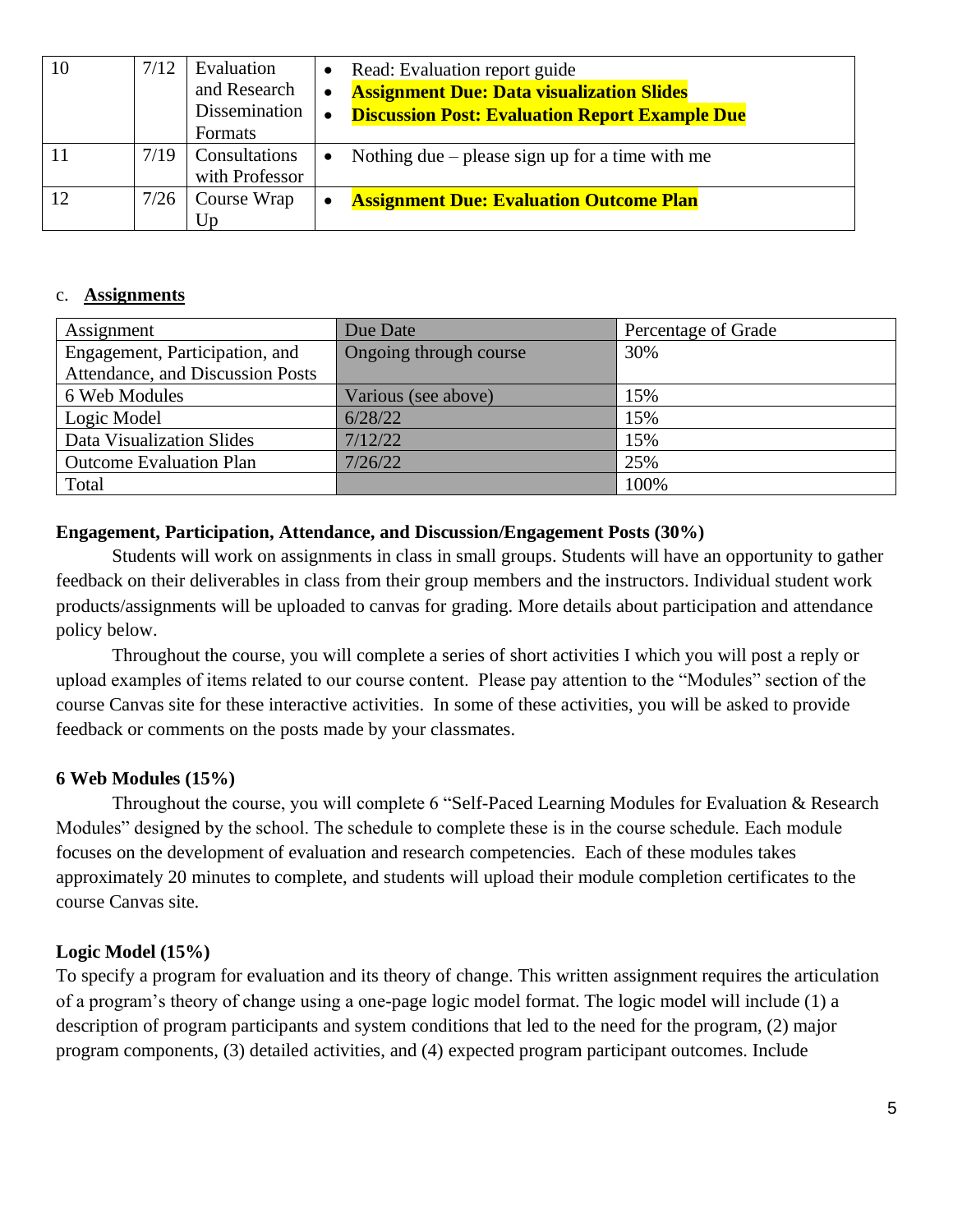| 10 | 7/12 | Evaluation and Research Dissemination Formats | • Read: Evaluation report guide<br>• **Assignment Due: Data visualization Slides**<br>• **Discussion Post: Evaluation Report Example Due** |
|---|---|---|---|
| 11 | 7/19 | Consultations with Professor | • Nothing due – please sign up for a time with me |
| 12 | 7/26 | Course Wrap Up | • **Assignment Due: Evaluation Outcome Plan** |

c. **Assignments**

| Assignment | Due Date | Percentage of Grade |
|---|---|---|
| Engagement, Participation, and Attendance, and Discussion Posts | Ongoing through course | 30% |
| 6 Web Modules | Various (see above) | 15% |
| Logic Model | 6/28/22 | 15% |
| Data Visualization Slides | 7/12/22 | 15% |
| Outcome Evaluation Plan | 7/26/22 | 25% |
| Total | | 100% |

**Engagement, Participation, Attendance, and Discussion/Engagement Posts (30%)**

Students will work on assignments in class in small groups. Students will have an opportunity to gather feedback on their deliverables in class from their group members and the instructors. Individual student work products/assignments will be uploaded to canvas for grading. More details about participation and attendance policy below.

Throughout the course, you will complete a series of short activities I which you will post a reply or upload examples of items related to our course content. Please pay attention to the "Modules" section of the course Canvas site for these interactive activities. In some of these activities, you will be asked to provide feedback or comments on the posts made by your classmates.

**6 Web Modules (15%)**

Throughout the course, you will complete 6 "Self-Paced Learning Modules for Evaluation & Research Modules" designed by the school. The schedule to complete these is in the course schedule. Each module focuses on the development of evaluation and research competencies. Each of these modules takes approximately 20 minutes to complete, and students will upload their module completion certificates to the course Canvas site.

**Logic Model (15%)**

To specify a program for evaluation and its theory of change. This written assignment requires the articulation of a program's theory of change using a one-page logic model format. The logic model will include (1) a description of program participants and system conditions that led to the need for the program, (2) major program components, (3) detailed activities, and (4) expected program participant outcomes. Include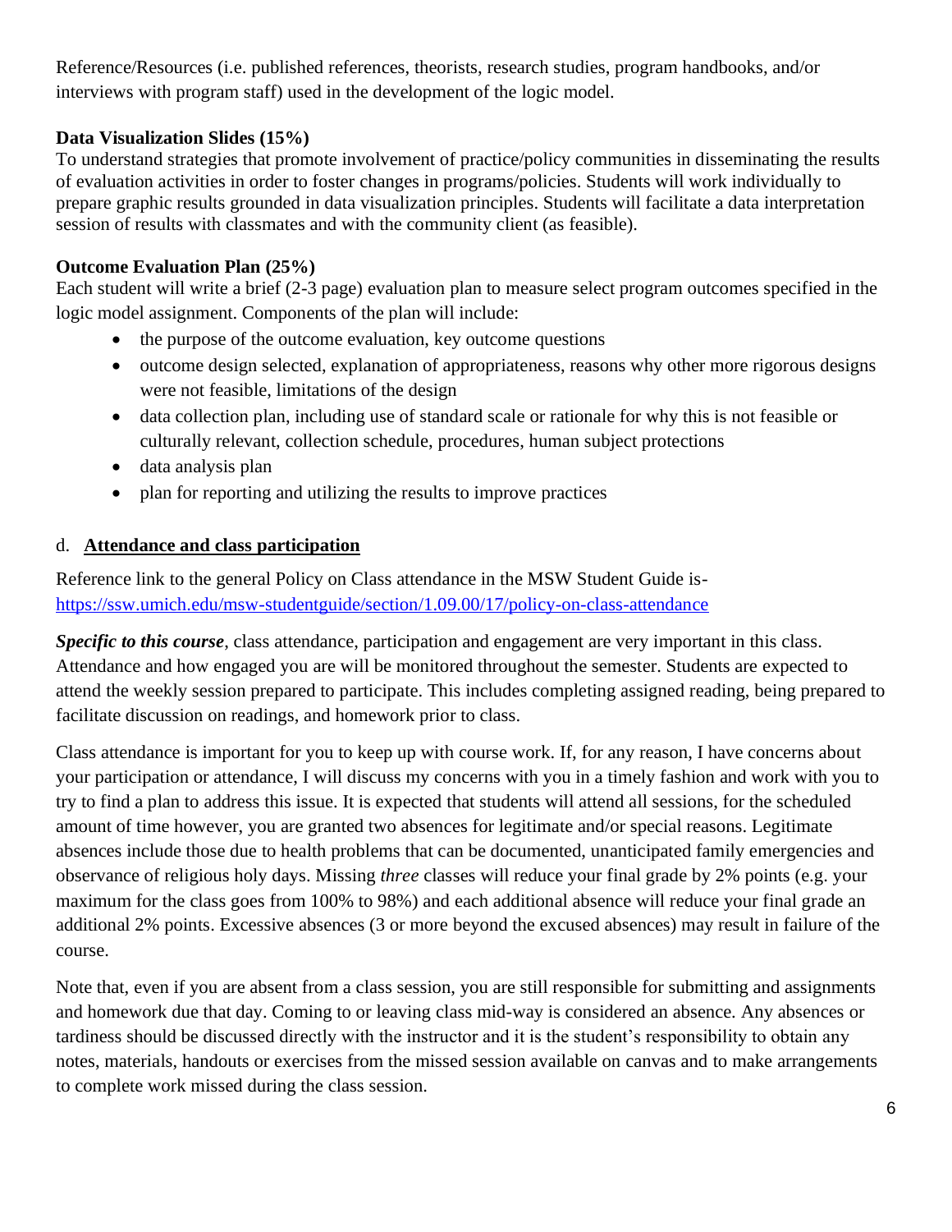Reference/Resources (i.e. published references, theorists, research studies, program handbooks, and/or interviews with program staff) used in the development of the logic model.

**Data Visualization Slides (15%)**
To understand strategies that promote involvement of practice/policy communities in disseminating the results of evaluation activities in order to foster changes in programs/policies. Students will work individually to prepare graphic results grounded in data visualization principles. Students will facilitate a data interpretation session of results with classmates and with the community client (as feasible).

**Outcome Evaluation Plan (25%)**
Each student will write a brief (2-3 page) evaluation plan to measure select program outcomes specified in the logic model assignment. Components of the plan will include:

- the purpose of the outcome evaluation, key outcome questions
- outcome design selected, explanation of appropriateness, reasons why other more rigorous designs were not feasible, limitations of the design
- data collection plan, including use of standard scale or rationale for why this is not feasible or culturally relevant, collection schedule, procedures, human subject protections
- data analysis plan
- plan for reporting and utilizing the results to improve practices

d. **Attendance and class participation**

Reference link to the general Policy on Class attendance in the MSW Student Guide is- https://ssw.umich.edu/msw-studentguide/section/1.09.00/17/policy-on-class-attendance

***Specific to this course***, class attendance, participation and engagement are very important in this class. Attendance and how engaged you are will be monitored throughout the semester. Students are expected to attend the weekly session prepared to participate. This includes completing assigned reading, being prepared to facilitate discussion on readings, and homework prior to class.

Class attendance is important for you to keep up with course work. If, for any reason, I have concerns about your participation or attendance, I will discuss my concerns with you in a timely fashion and work with you to try to find a plan to address this issue. It is expected that students will attend all sessions, for the scheduled amount of time however, you are granted two absences for legitimate and/or special reasons. Legitimate absences include those due to health problems that can be documented, unanticipated family emergencies and observance of religious holy days. Missing *three* classes will reduce your final grade by 2% points (e.g. your maximum for the class goes from 100% to 98%) and each additional absence will reduce your final grade an additional 2% points. Excessive absences (3 or more beyond the excused absences) may result in failure of the course.

Note that, even if you are absent from a class session, you are still responsible for submitting and assignments and homework due that day. Coming to or leaving class mid-way is considered an absence. Any absences or tardiness should be discussed directly with the instructor and it is the student's responsibility to obtain any notes, materials, handouts or exercises from the missed session available on canvas and to make arrangements to complete work missed during the class session.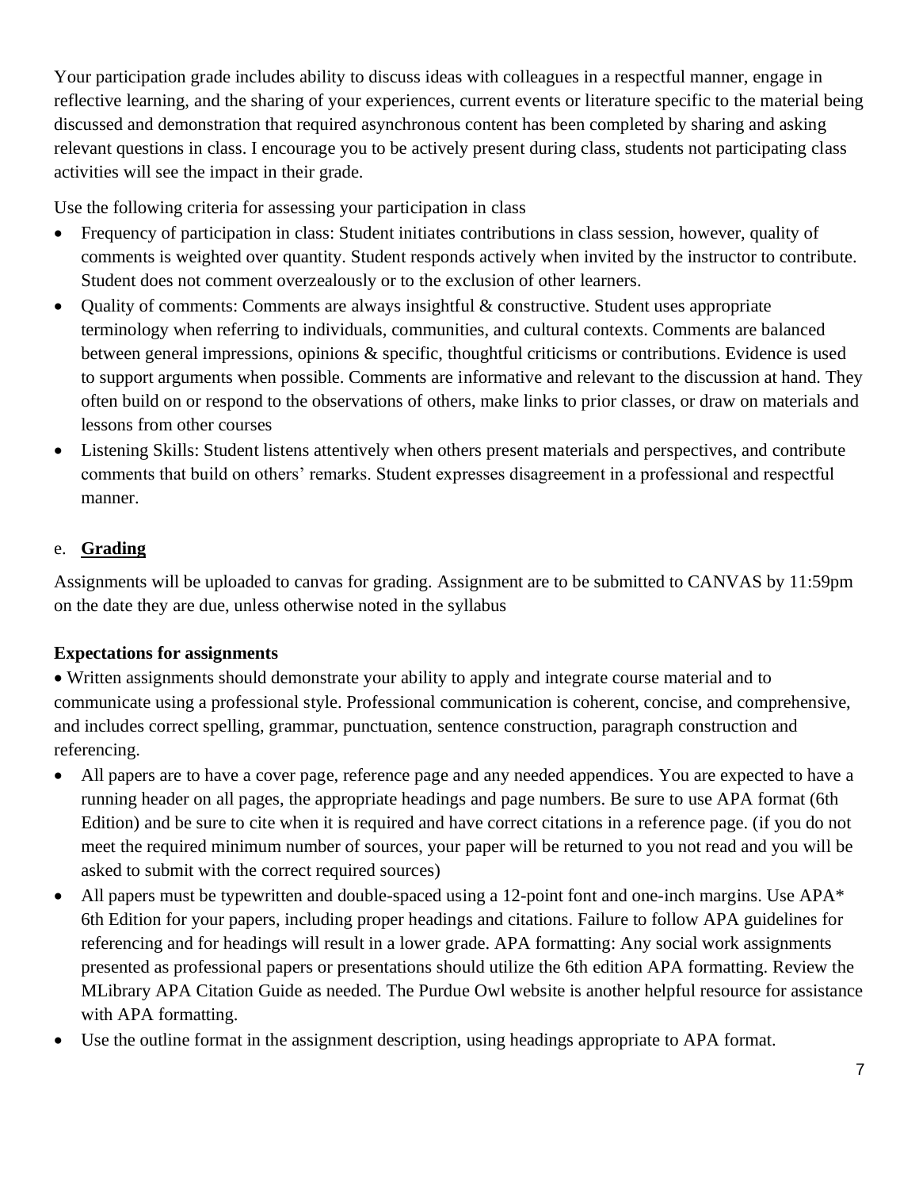Your participation grade includes ability to discuss ideas with colleagues in a respectful manner, engage in reflective learning, and the sharing of your experiences, current events or literature specific to the material being discussed and demonstration that required asynchronous content has been completed by sharing and asking relevant questions in class. I encourage you to be actively present during class, students not participating class activities will see the impact in their grade.

Use the following criteria for assessing your participation in class

- Frequency of participation in class: Student initiates contributions in class session, however, quality of comments is weighted over quantity. Student responds actively when invited by the instructor to contribute. Student does not comment overzealously or to the exclusion of other learners.
- Quality of comments: Comments are always insightful & constructive. Student uses appropriate terminology when referring to individuals, communities, and cultural contexts. Comments are balanced between general impressions, opinions & specific, thoughtful criticisms or contributions. Evidence is used to support arguments when possible. Comments are informative and relevant to the discussion at hand. They often build on or respond to the observations of others, make links to prior classes, or draw on materials and lessons from other courses
- Listening Skills: Student listens attentively when others present materials and perspectives, and contribute comments that build on others' remarks. Student expresses disagreement in a professional and respectful manner.

## e. **Grading**

Assignments will be uploaded to canvas for grading. Assignment are to be submitted to CANVAS by 11:59pm on the date they are due, unless otherwise noted in the syllabus

**Expectations for assignments**

- Written assignments should demonstrate your ability to apply and integrate course material and to communicate using a professional style. Professional communication is coherent, concise, and comprehensive, and includes correct spelling, grammar, punctuation, sentence construction, paragraph construction and referencing.
- All papers are to have a cover page, reference page and any needed appendices. You are expected to have a running header on all pages, the appropriate headings and page numbers. Be sure to use APA format (6th Edition) and be sure to cite when it is required and have correct citations in a reference page. (if you do not meet the required minimum number of sources, your paper will be returned to you not read and you will be asked to submit with the correct required sources)
- All papers must be typewritten and double-spaced using a 12-point font and one-inch margins. Use APA* 6th Edition for your papers, including proper headings and citations. Failure to follow APA guidelines for referencing and for headings will result in a lower grade. APA formatting: Any social work assignments presented as professional papers or presentations should utilize the 6th edition APA formatting. Review the MLibrary APA Citation Guide as needed. The Purdue Owl website is another helpful resource for assistance with APA formatting.
- Use the outline format in the assignment description, using headings appropriate to APA format.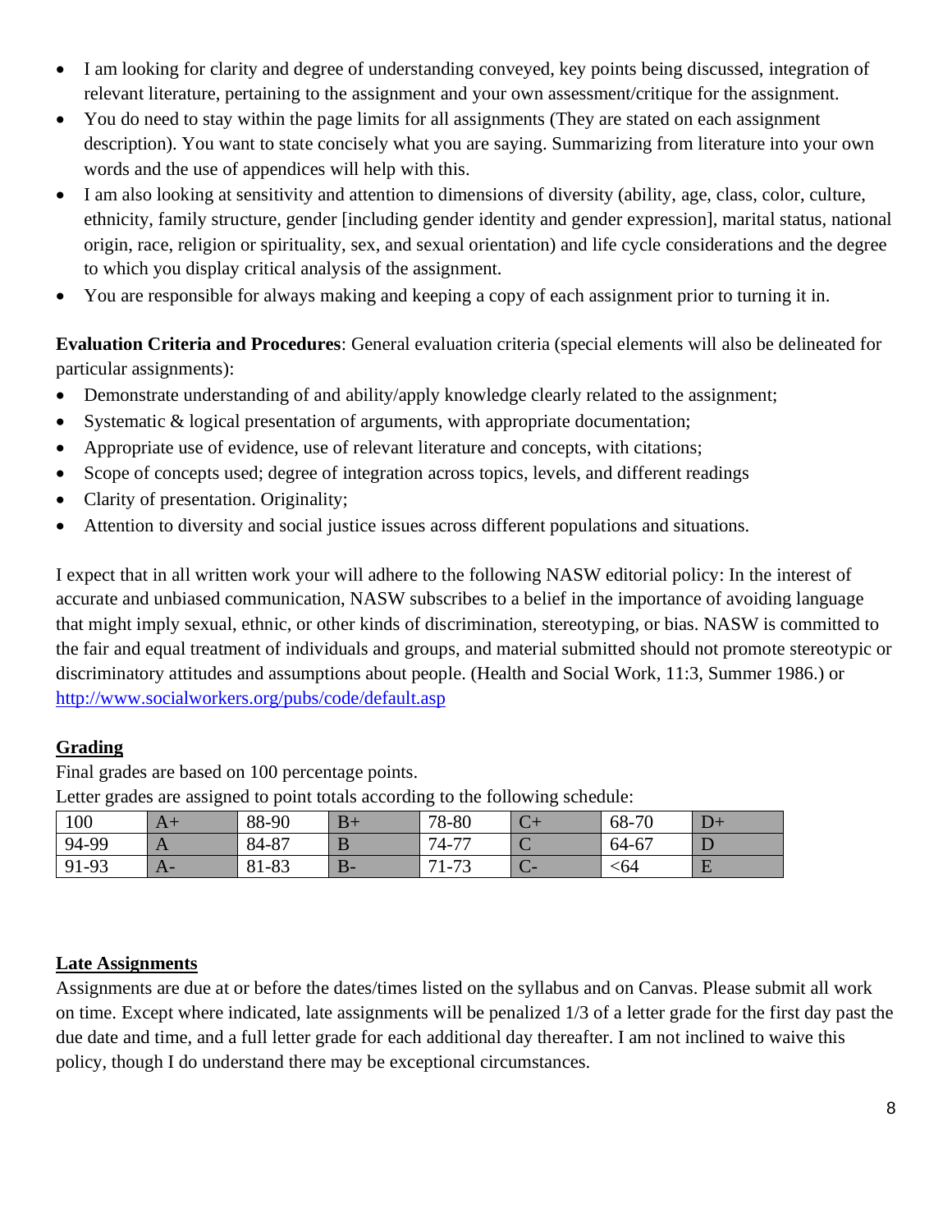- I am looking for clarity and degree of understanding conveyed, key points being discussed, integration of relevant literature, pertaining to the assignment and your own assessment/critique for the assignment.
- You do need to stay within the page limits for all assignments (They are stated on each assignment description). You want to state concisely what you are saying. Summarizing from literature into your own words and the use of appendices will help with this.
- I am also looking at sensitivity and attention to dimensions of diversity (ability, age, class, color, culture, ethnicity, family structure, gender [including gender identity and gender expression], marital status, national origin, race, religion or spirituality, sex, and sexual orientation) and life cycle considerations and the degree to which you display critical analysis of the assignment.
- You are responsible for always making and keeping a copy of each assignment prior to turning it in.

**Evaluation Criteria and Procedures**: General evaluation criteria (special elements will also be delineated for particular assignments):

- Demonstrate understanding of and ability/apply knowledge clearly related to the assignment;
- Systematic & logical presentation of arguments, with appropriate documentation;
- Appropriate use of evidence, use of relevant literature and concepts, with citations;
- Scope of concepts used; degree of integration across topics, levels, and different readings
- Clarity of presentation. Originality;
- Attention to diversity and social justice issues across different populations and situations.

I expect that in all written work your will adhere to the following NASW editorial policy: In the interest of accurate and unbiased communication, NASW subscribes to a belief in the importance of avoiding language that might imply sexual, ethnic, or other kinds of discrimination, stereotyping, or bias. NASW is committed to the fair and equal treatment of individuals and groups, and material submitted should not promote stereotypic or discriminatory attitudes and assumptions about people. (Health and Social Work, 11:3, Summer 1986.) or [http://www.socialworkers.org/pubs/code/default.asp](http://www.socialworkers.org/pubs/code/default.asp)

## Grading

Final grades are based on 100 percentage points.

Letter grades are assigned to point totals according to the following schedule:

| 100 | A+ | 88-90 | B+ | 78-80 | C+ | 68-70 | D+ |
|---|---|---|---|---|---|---|---|
| 94-99 | A | 84-87 | B | 74-77 | C | 64-67 | D |
| 91-93 | A- | 81-83 | B- | 71-73 | C- | <64 | E |

## Late Assignments

Assignments are due at or before the dates/times listed on the syllabus and on Canvas. Please submit all work on time. Except where indicated, late assignments will be penalized 1/3 of a letter grade for the first day past the due date and time, and a full letter grade for each additional day thereafter. I am not inclined to waive this policy, though I do understand there may be exceptional circumstances.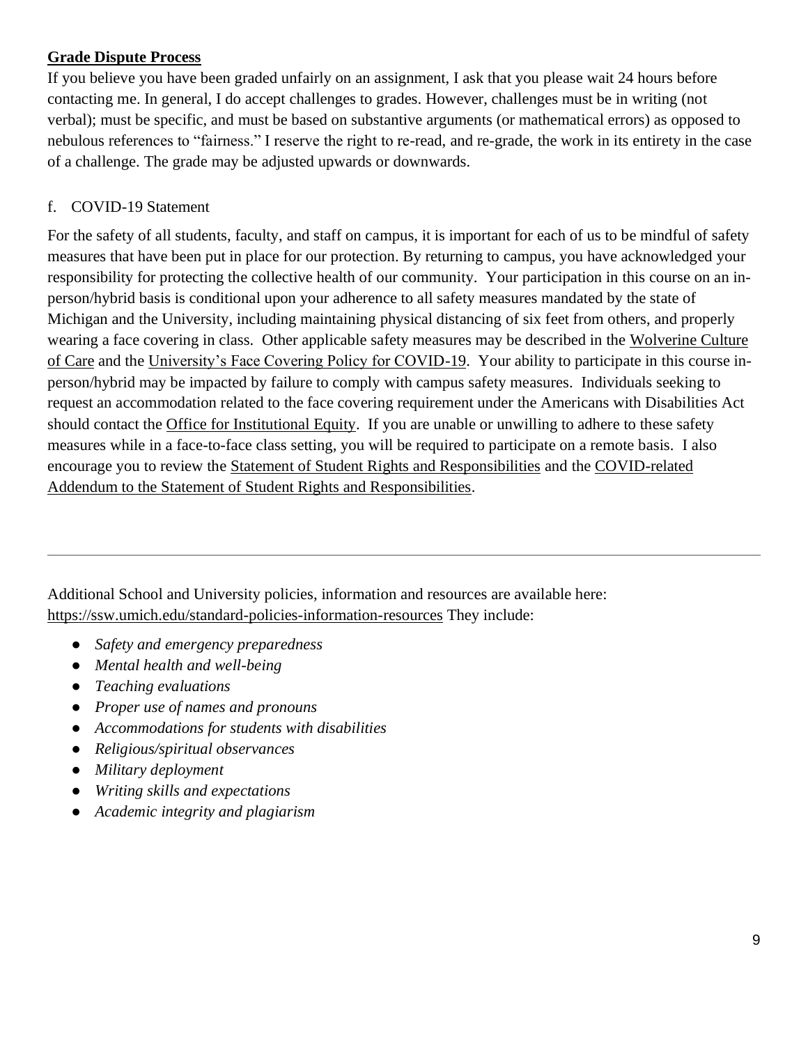**Grade Dispute Process**

If you believe you have been graded unfairly on an assignment, I ask that you please wait 24 hours before contacting me. In general, I do accept challenges to grades. However, challenges must be in writing (not verbal); must be specific, and must be based on substantive arguments (or mathematical errors) as opposed to nebulous references to "fairness." I reserve the right to re-read, and re-grade, the work in its entirety in the case of a challenge. The grade may be adjusted upwards or downwards.

f. COVID-19 Statement

For the safety of all students, faculty, and staff on campus, it is important for each of us to be mindful of safety measures that have been put in place for our protection. By returning to campus, you have acknowledged your responsibility for protecting the collective health of our community. Your participation in this course on an in-person/hybrid basis is conditional upon your adherence to all safety measures mandated by the state of Michigan and the University, including maintaining physical distancing of six feet from others, and properly wearing a face covering in class. Other applicable safety measures may be described in the Wolverine Culture of Care and the University's Face Covering Policy for COVID-19. Your ability to participate in this course in-person/hybrid may be impacted by failure to comply with campus safety measures. Individuals seeking to request an accommodation related to the face covering requirement under the Americans with Disabilities Act should contact the Office for Institutional Equity. If you are unable or unwilling to adhere to these safety measures while in a face-to-face class setting, you will be required to participate on a remote basis. I also encourage you to review the Statement of Student Rights and Responsibilities and the COVID-related Addendum to the Statement of Student Rights and Responsibilities.

---

Additional School and University policies, information and resources are available here: https://ssw.umich.edu/standard-policies-information-resources They include:

- *Safety and emergency preparedness*
- *Mental health and well-being*
- *Teaching evaluations*
- *Proper use of names and pronouns*
- *Accommodations for students with disabilities*
- *Religious/spiritual observances*
- *Military deployment*
- *Writing skills and expectations*
- *Academic integrity and plagiarism*